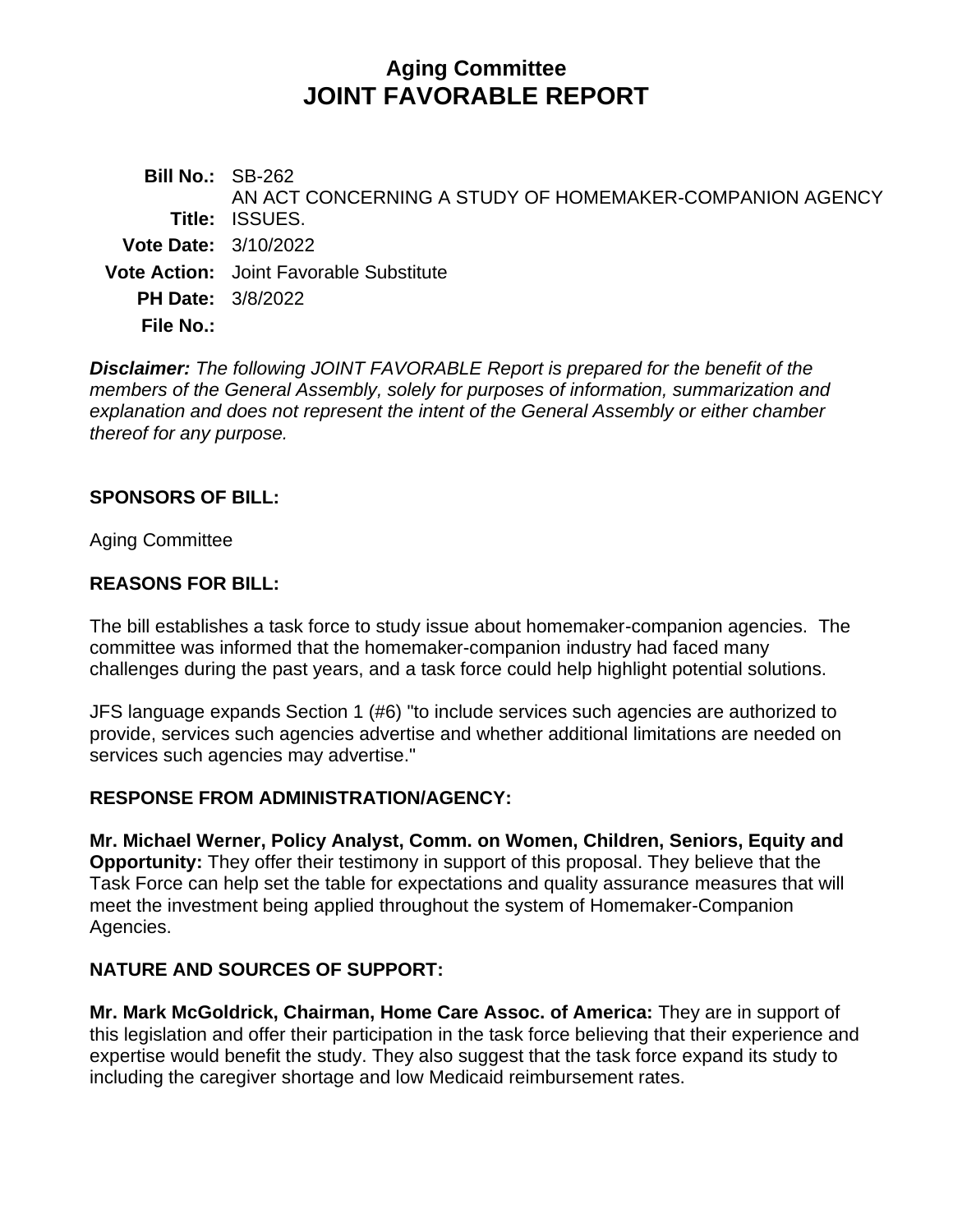# Aging Committee
# JOINT FAVORABLE REPORT

**Bill No.:** SB-262

**Title:** AN ACT CONCERNING A STUDY OF HOMEMAKER-COMPANION AGENCY ISSUES.

**Vote Date:** 3/10/2022

**Vote Action:** Joint Favorable Substitute

**PH Date:** 3/8/2022

**File No.:**

***Disclaimer:*** *The following JOINT FAVORABLE Report is prepared for the benefit of the members of the General Assembly, solely for purposes of information, summarization and explanation and does not represent the intent of the General Assembly or either chamber thereof for any purpose.*

## SPONSORS OF BILL:

Aging Committee

## REASONS FOR BILL:

The bill establishes a task force to study issue about homemaker-companion agencies. The committee was informed that the homemaker-companion industry had faced many challenges during the past years, and a task force could help highlight potential solutions.

JFS language expands Section 1 (#6) "to include services such agencies are authorized to provide, services such agencies advertise and whether additional limitations are needed on services such agencies may advertise."

## RESPONSE FROM ADMINISTRATION/AGENCY:

**Mr. Michael Werner, Policy Analyst, Comm. on Women, Children, Seniors, Equity and Opportunity:** They offer their testimony in support of this proposal. They believe that the Task Force can help set the table for expectations and quality assurance measures that will meet the investment being applied throughout the system of Homemaker-Companion Agencies.

## NATURE AND SOURCES OF SUPPORT:

**Mr. Mark McGoldrick, Chairman, Home Care Assoc. of America:** They are in support of this legislation and offer their participation in the task force believing that their experience and expertise would benefit the study. They also suggest that the task force expand its study to including the caregiver shortage and low Medicaid reimbursement rates.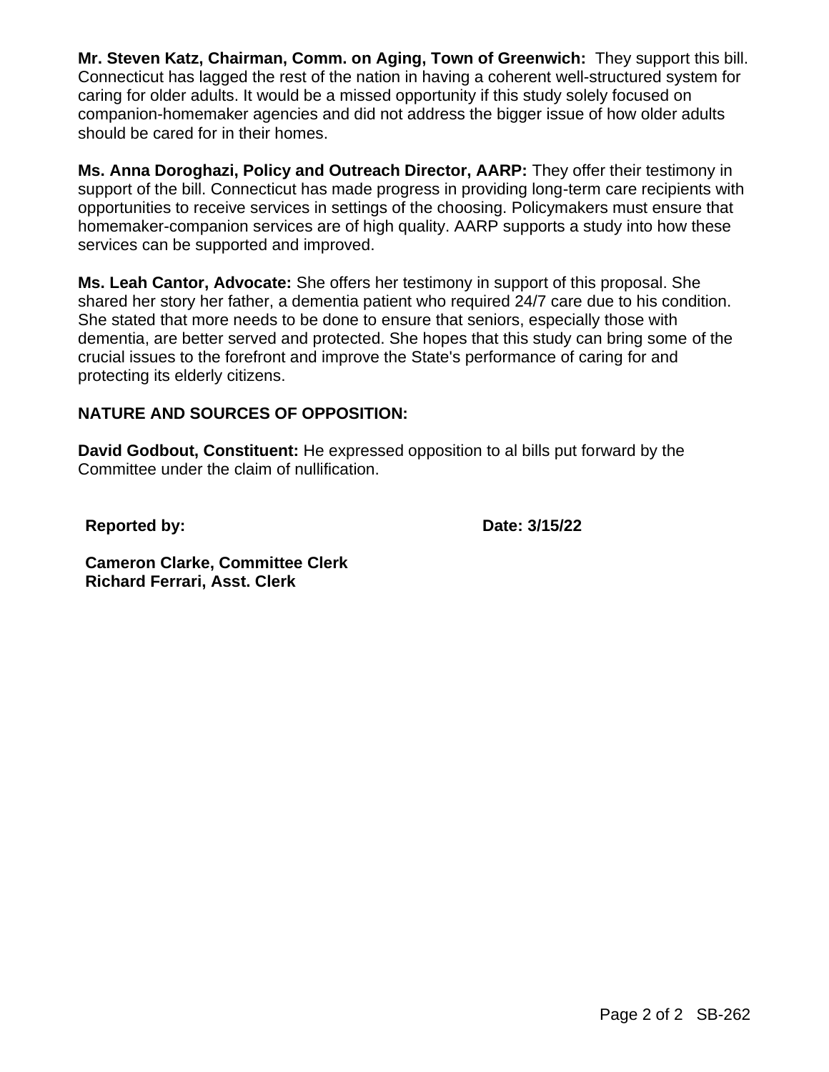**Mr. Steven Katz, Chairman, Comm. on Aging, Town of Greenwich:** They support this bill. Connecticut has lagged the rest of the nation in having a coherent well-structured system for caring for older adults. It would be a missed opportunity if this study solely focused on companion-homemaker agencies and did not address the bigger issue of how older adults should be cared for in their homes.

**Ms. Anna Doroghazi, Policy and Outreach Director, AARP:** They offer their testimony in support of the bill. Connecticut has made progress in providing long-term care recipients with opportunities to receive services in settings of the choosing. Policymakers must ensure that homemaker-companion services are of high quality. AARP supports a study into how these services can be supported and improved.

**Ms. Leah Cantor, Advocate:** She offers her testimony in support of this proposal. She shared her story her father, a dementia patient who required 24/7 care due to his condition. She stated that more needs to be done to ensure that seniors, especially those with dementia, are better served and protected. She hopes that this study can bring some of the crucial issues to the forefront and improve the State's performance of caring for and protecting its elderly citizens.

**NATURE AND SOURCES OF OPPOSITION:**

**David Godbout, Constituent:** He expressed opposition to al bills put forward by the Committee under the claim of nullification.

| | |
|---|---|
| **Reported by:** | **Date: 3/15/22** |

**Cameron Clarke, Committee Clerk**
**Richard Ferrari, Asst. Clerk**